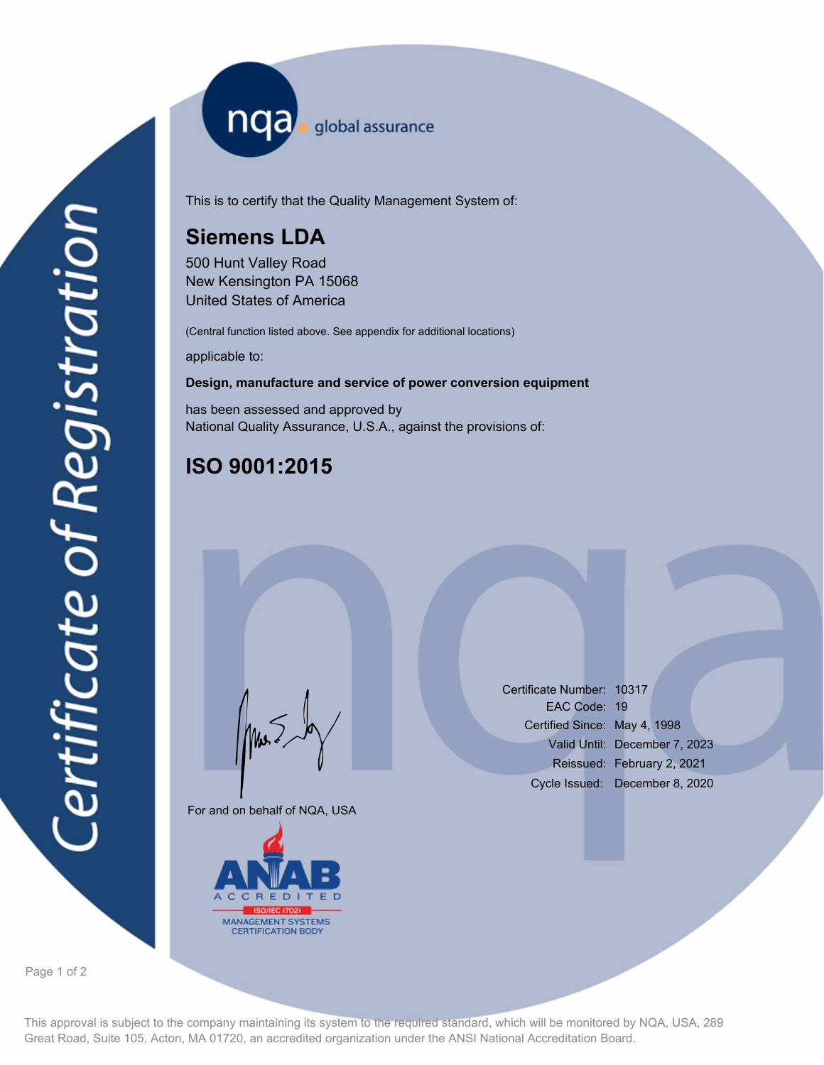nqa global assurance

# Certificate of Registration

This is to certify that the Quality Management System of:

## Siemens LDA

500 Hunt Valley Road
New Kensington PA 15068
United States of America

(Central function listed above. See appendix for additional locations)

applicable to:

**Design, manufacture and service of power conversion equipment**

has been assessed and approved by
National Quality Assurance, U.S.A., against the provisions of:

## ISO 9001:2015

For and on behalf of NQA, USA

| | |
|---|---|
| Certificate Number: | 10317 |
| EAC Code: | 19 |
| Certified Since: | May 4, 1998 |
| Valid Until: | December 7, 2023 |
| Reissued: | February 2, 2021 |
| Cycle Issued: | December 8, 2020 |

ANAB ACCREDITED
ISO/IEC 17021
MANAGEMENT SYSTEMS CERTIFICATION BODY

This approval is subject to the company maintaining its system to the required standard, which will be monitored by NQA, USA, 289 Great Road, Suite 105, Acton, MA 01720, an accredited organization under the ANSI National Accreditation Board.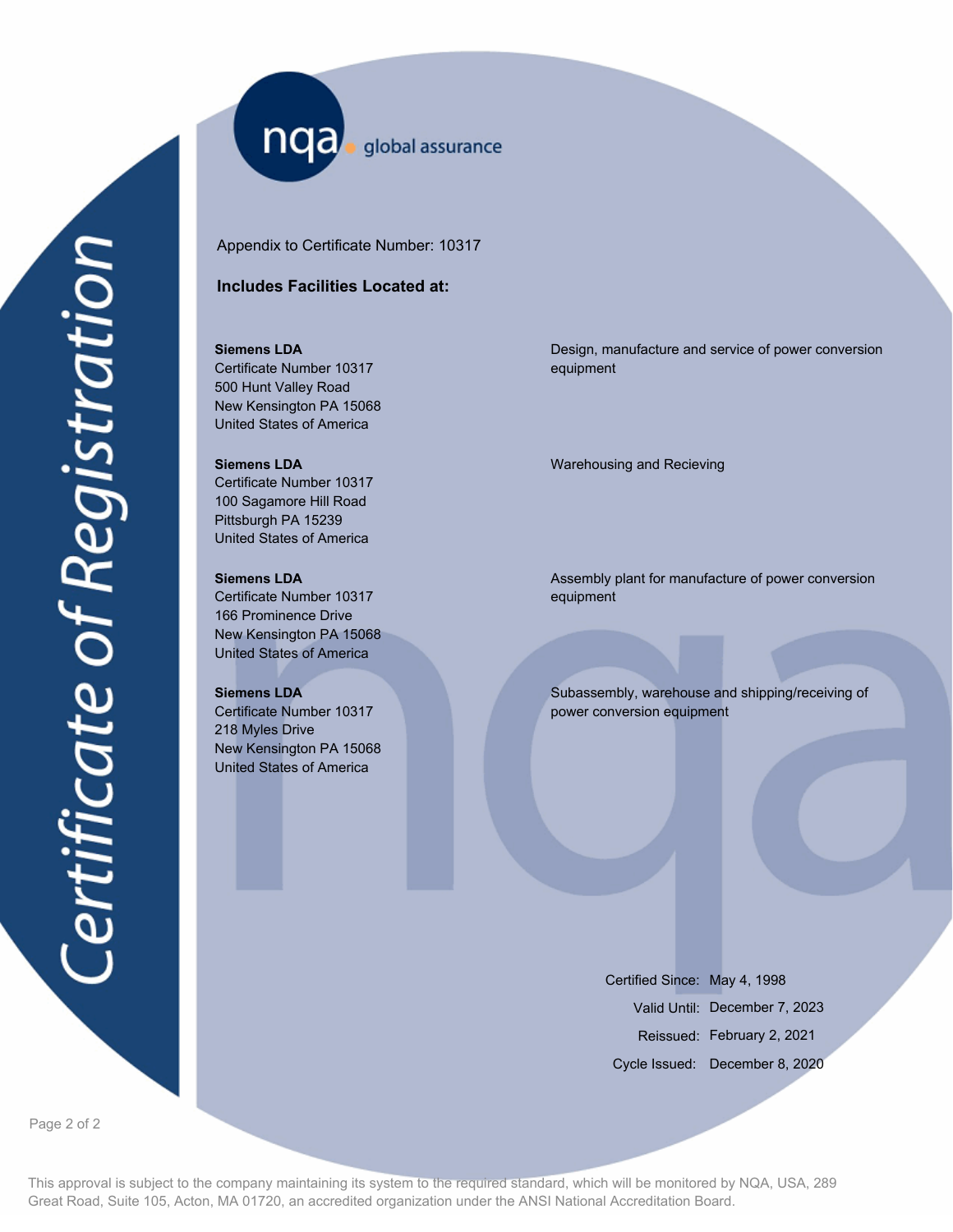nqa global assurance

Certificate of Registration

Appendix to Certificate Number: 10317

**Includes Facilities Located at:**

| | |
|---|---|
| **Siemens LDA**<br>Certificate Number 10317<br>500 Hunt Valley Road<br>New Kensington PA 15068<br>United States of America | Design, manufacture and service of power conversion equipment |
| **Siemens LDA**<br>Certificate Number 10317<br>100 Sagamore Hill Road<br>Pittsburgh PA 15239<br>United States of America | Warehousing and Recieving |
| **Siemens LDA**<br>Certificate Number 10317<br>166 Prominence Drive<br>New Kensington PA 15068<br>United States of America | Assembly plant for manufacture of power conversion equipment |
| **Siemens LDA**<br>Certificate Number 10317<br>218 Myles Drive<br>New Kensington PA 15068<br>United States of America | Subassembly, warehouse and shipping/receiving of power conversion equipment |

Certified Since: May 4, 1998
Valid Until: December 7, 2023
Reissued: February 2, 2021
Cycle Issued: December 8, 2020

This approval is subject to the company maintaining its system to the required standard, which will be monitored by NQA, USA, 289 Great Road, Suite 105, Acton, MA 01720, an accredited organization under the ANSI National Accreditation Board.